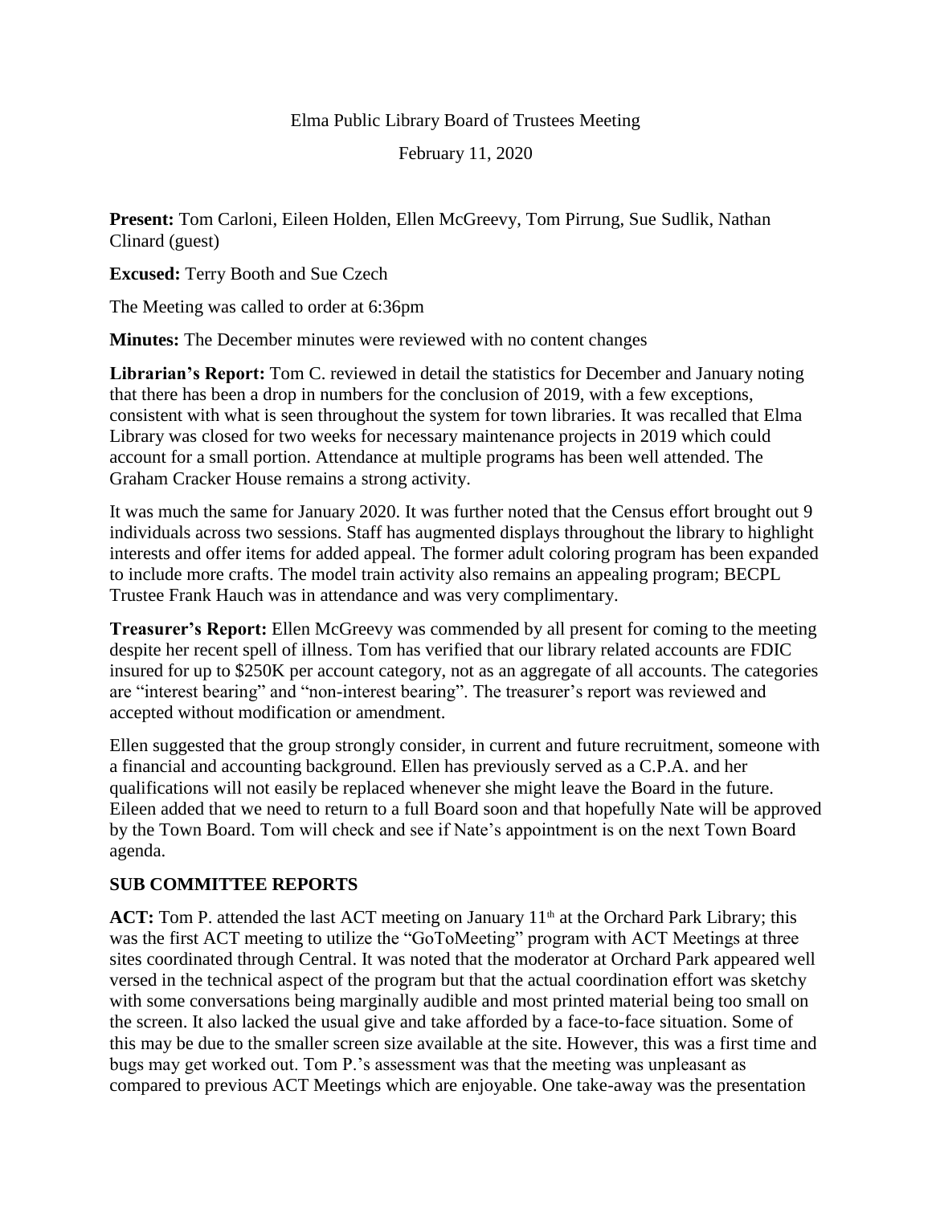Elma Public Library Board of Trustees Meeting

February 11, 2020

**Present:** Tom Carloni, Eileen Holden, Ellen McGreevy, Tom Pirrung, Sue Sudlik, Nathan Clinard (guest)

**Excused:** Terry Booth and Sue Czech

The Meeting was called to order at 6:36pm

**Minutes:** The December minutes were reviewed with no content changes

**Librarian's Report:** Tom C. reviewed in detail the statistics for December and January noting that there has been a drop in numbers for the conclusion of 2019, with a few exceptions, consistent with what is seen throughout the system for town libraries. It was recalled that Elma Library was closed for two weeks for necessary maintenance projects in 2019 which could account for a small portion. Attendance at multiple programs has been well attended. The Graham Cracker House remains a strong activity.

It was much the same for January 2020. It was further noted that the Census effort brought out 9 individuals across two sessions. Staff has augmented displays throughout the library to highlight interests and offer items for added appeal. The former adult coloring program has been expanded to include more crafts. The model train activity also remains an appealing program; BECPL Trustee Frank Hauch was in attendance and was very complimentary.

**Treasurer's Report:** Ellen McGreevy was commended by all present for coming to the meeting despite her recent spell of illness. Tom has verified that our library related accounts are FDIC insured for up to $250K per account category, not as an aggregate of all accounts. The categories are "interest bearing" and "non-interest bearing". The treasurer's report was reviewed and accepted without modification or amendment.

Ellen suggested that the group strongly consider, in current and future recruitment, someone with a financial and accounting background. Ellen has previously served as a C.P.A. and her qualifications will not easily be replaced whenever she might leave the Board in the future. Eileen added that we need to return to a full Board soon and that hopefully Nate will be approved by the Town Board. Tom will check and see if Nate's appointment is on the next Town Board agenda.

## SUB COMMITTEE REPORTS

**ACT:** Tom P. attended the last ACT meeting on January 11th at the Orchard Park Library; this was the first ACT meeting to utilize the "GoToMeeting" program with ACT Meetings at three sites coordinated through Central. It was noted that the moderator at Orchard Park appeared well versed in the technical aspect of the program but that the actual coordination effort was sketchy with some conversations being marginally audible and most printed material being too small on the screen. It also lacked the usual give and take afforded by a face-to-face situation. Some of this may be due to the smaller screen size available at the site. However, this was a first time and bugs may get worked out. Tom P.'s assessment was that the meeting was unpleasant as compared to previous ACT Meetings which are enjoyable. One take-away was the presentation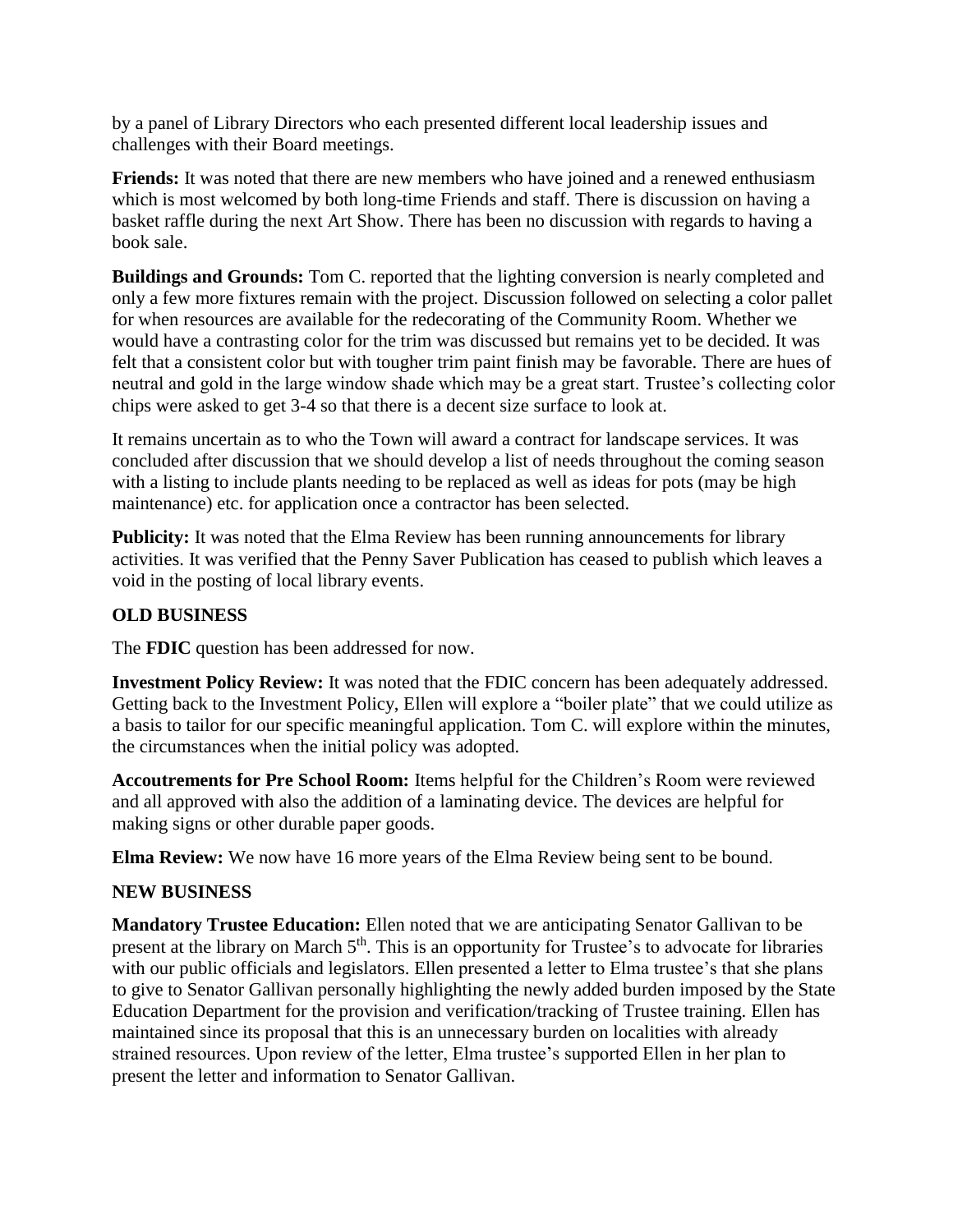by a panel of Library Directors who each presented different local leadership issues and challenges with their Board meetings.

**Friends:** It was noted that there are new members who have joined and a renewed enthusiasm which is most welcomed by both long-time Friends and staff. There is discussion on having a basket raffle during the next Art Show. There has been no discussion with regards to having a book sale.

**Buildings and Grounds:** Tom C. reported that the lighting conversion is nearly completed and only a few more fixtures remain with the project. Discussion followed on selecting a color pallet for when resources are available for the redecorating of the Community Room. Whether we would have a contrasting color for the trim was discussed but remains yet to be decided. It was felt that a consistent color but with tougher trim paint finish may be favorable. There are hues of neutral and gold in the large window shade which may be a great start. Trustee's collecting color chips were asked to get 3-4 so that there is a decent size surface to look at.

It remains uncertain as to who the Town will award a contract for landscape services. It was concluded after discussion that we should develop a list of needs throughout the coming season with a listing to include plants needing to be replaced as well as ideas for pots (may be high maintenance) etc. for application once a contractor has been selected.

**Publicity:** It was noted that the Elma Review has been running announcements for library activities. It was verified that the Penny Saver Publication has ceased to publish which leaves a void in the posting of local library events.

**OLD BUSINESS**

The **FDIC** question has been addressed for now.

**Investment Policy Review:** It was noted that the FDIC concern has been adequately addressed. Getting back to the Investment Policy, Ellen will explore a "boiler plate" that we could utilize as a basis to tailor for our specific meaningful application. Tom C. will explore within the minutes, the circumstances when the initial policy was adopted.

**Accoutrements for Pre School Room:** Items helpful for the Children's Room were reviewed and all approved with also the addition of a laminating device. The devices are helpful for making signs or other durable paper goods.

**Elma Review:** We now have 16 more years of the Elma Review being sent to be bound.

**NEW BUSINESS**

**Mandatory Trustee Education:** Ellen noted that we are anticipating Senator Gallivan to be present at the library on March 5th. This is an opportunity for Trustee's to advocate for libraries with our public officials and legislators. Ellen presented a letter to Elma trustee's that she plans to give to Senator Gallivan personally highlighting the newly added burden imposed by the State Education Department for the provision and verification/tracking of Trustee training. Ellen has maintained since its proposal that this is an unnecessary burden on localities with already strained resources. Upon review of the letter, Elma trustee's supported Ellen in her plan to present the letter and information to Senator Gallivan.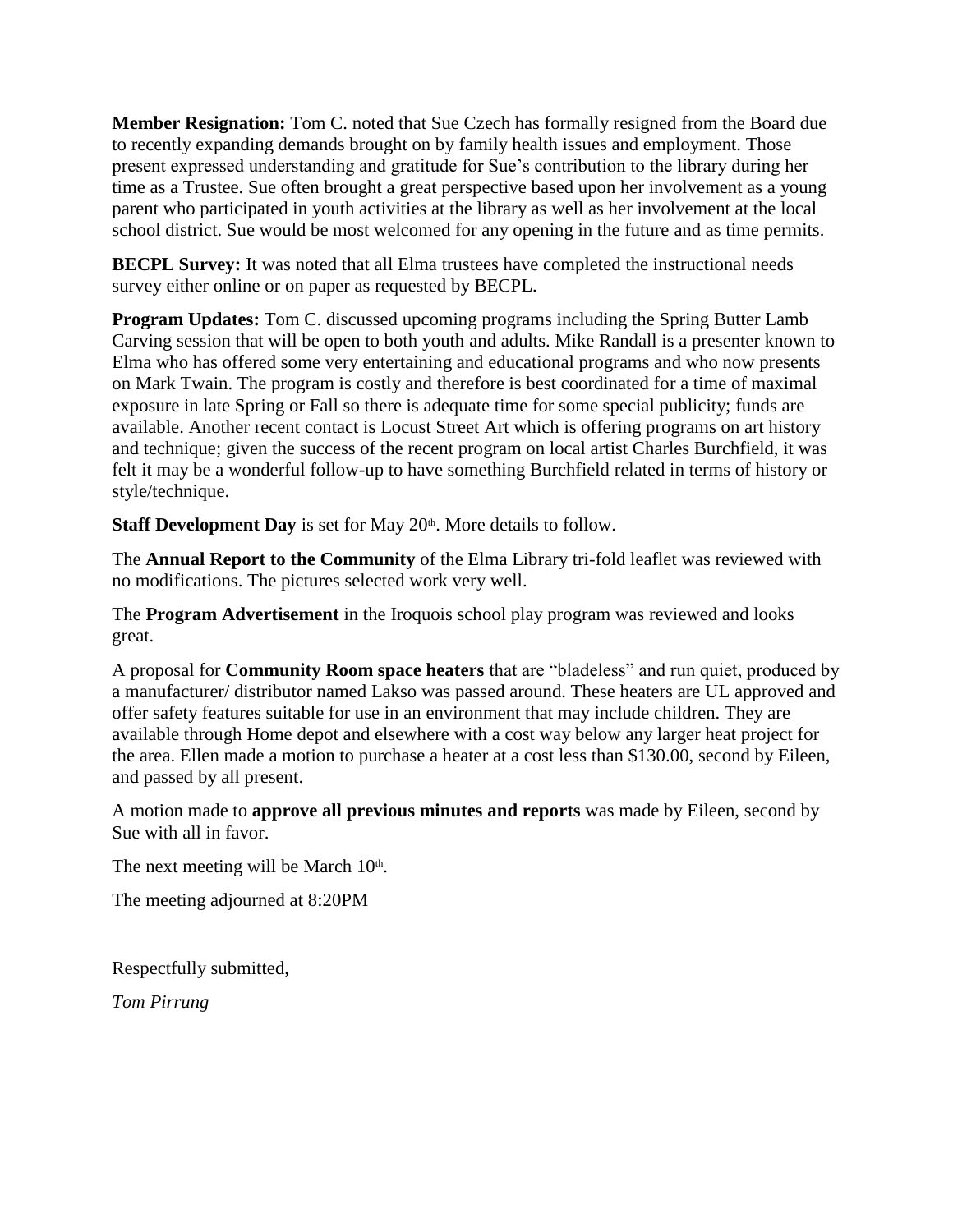**Member Resignation:** Tom C. noted that Sue Czech has formally resigned from the Board due to recently expanding demands brought on by family health issues and employment. Those present expressed understanding and gratitude for Sue's contribution to the library during her time as a Trustee. Sue often brought a great perspective based upon her involvement as a young parent who participated in youth activities at the library as well as her involvement at the local school district. Sue would be most welcomed for any opening in the future and as time permits.

**BECPL Survey:** It was noted that all Elma trustees have completed the instructional needs survey either online or on paper as requested by BECPL.

**Program Updates:** Tom C. discussed upcoming programs including the Spring Butter Lamb Carving session that will be open to both youth and adults. Mike Randall is a presenter known to Elma who has offered some very entertaining and educational programs and who now presents on Mark Twain. The program is costly and therefore is best coordinated for a time of maximal exposure in late Spring or Fall so there is adequate time for some special publicity; funds are available. Another recent contact is Locust Street Art which is offering programs on art history and technique; given the success of the recent program on local artist Charles Burchfield, it was felt it may be a wonderful follow-up to have something Burchfield related in terms of history or style/technique.

**Staff Development Day** is set for May 20th. More details to follow.

The **Annual Report to the Community** of the Elma Library tri-fold leaflet was reviewed with no modifications. The pictures selected work very well.

The **Program Advertisement** in the Iroquois school play program was reviewed and looks great.

A proposal for **Community Room space heaters** that are "bladeless" and run quiet, produced by a manufacturer/ distributor named Lakso was passed around. These heaters are UL approved and offer safety features suitable for use in an environment that may include children. They are available through Home depot and elsewhere with a cost way below any larger heat project for the area. Ellen made a motion to purchase a heater at a cost less than $130.00, second by Eileen, and passed by all present.

A motion made to **approve all previous minutes and reports** was made by Eileen, second by Sue with all in favor.

The next meeting will be March 10th.

The meeting adjourned at 8:20PM

Respectfully submitted,

*Tom Pirrung*